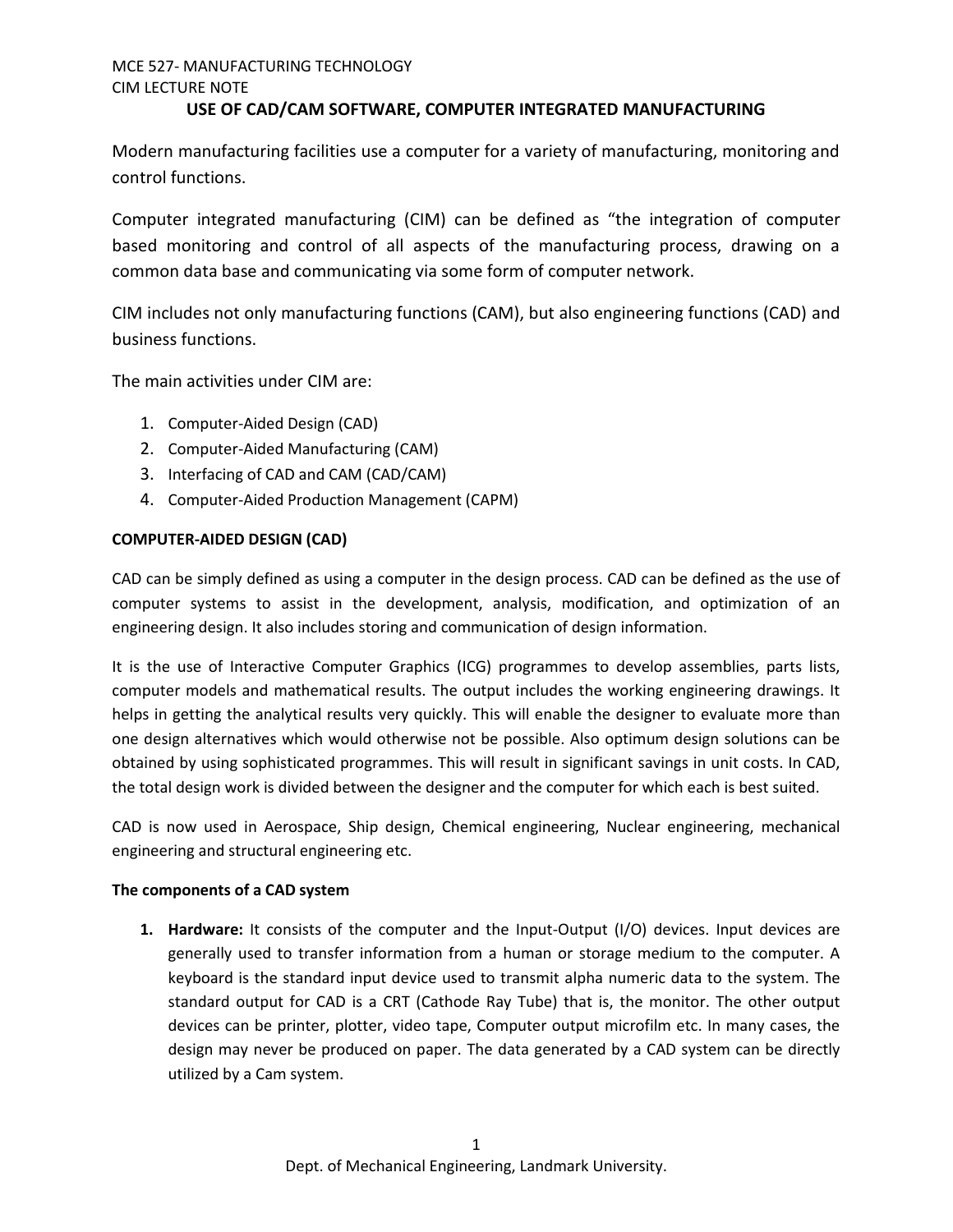MCE 527- MANUFACTURING TECHNOLOGY
CIM LECTURE NOTE

# USE OF CAD/CAM SOFTWARE, COMPUTER INTEGRATED MANUFACTURING

Modern manufacturing facilities use a computer for a variety of manufacturing, monitoring and control functions.

Computer integrated manufacturing (CIM) can be defined as "the integration of computer based monitoring and control of all aspects of the manufacturing process, drawing on a common data base and communicating via some form of computer network.

CIM includes not only manufacturing functions (CAM), but also engineering functions (CAD) and business functions.

The main activities under CIM are:

1. Computer-Aided Design (CAD)
2. Computer-Aided Manufacturing (CAM)
3. Interfacing of CAD and CAM (CAD/CAM)
4. Computer-Aided Production Management (CAPM)

## COMPUTER-AIDED DESIGN (CAD)

CAD can be simply defined as using a computer in the design process. CAD can be defined as the use of computer systems to assist in the development, analysis, modification, and optimization of an engineering design. It also includes storing and communication of design information.

It is the use of Interactive Computer Graphics (ICG) programmes to develop assemblies, parts lists, computer models and mathematical results. The output includes the working engineering drawings. It helps in getting the analytical results very quickly. This will enable the designer to evaluate more than one design alternatives which would otherwise not be possible. Also optimum design solutions can be obtained by using sophisticated programmes. This will result in significant savings in unit costs. In CAD, the total design work is divided between the designer and the computer for which each is best suited.

CAD is now used in Aerospace, Ship design, Chemical engineering, Nuclear engineering, mechanical engineering and structural engineering etc.

### The components of a CAD system

1. **Hardware:** It consists of the computer and the Input-Output (I/O) devices. Input devices are generally used to transfer information from a human or storage medium to the computer. A keyboard is the standard input device used to transmit alpha numeric data to the system. The standard output for CAD is a CRT (Cathode Ray Tube) that is, the monitor. The other output devices can be printer, plotter, video tape, Computer output microfilm etc. In many cases, the design may never be produced on paper. The data generated by a CAD system can be directly utilized by a Cam system.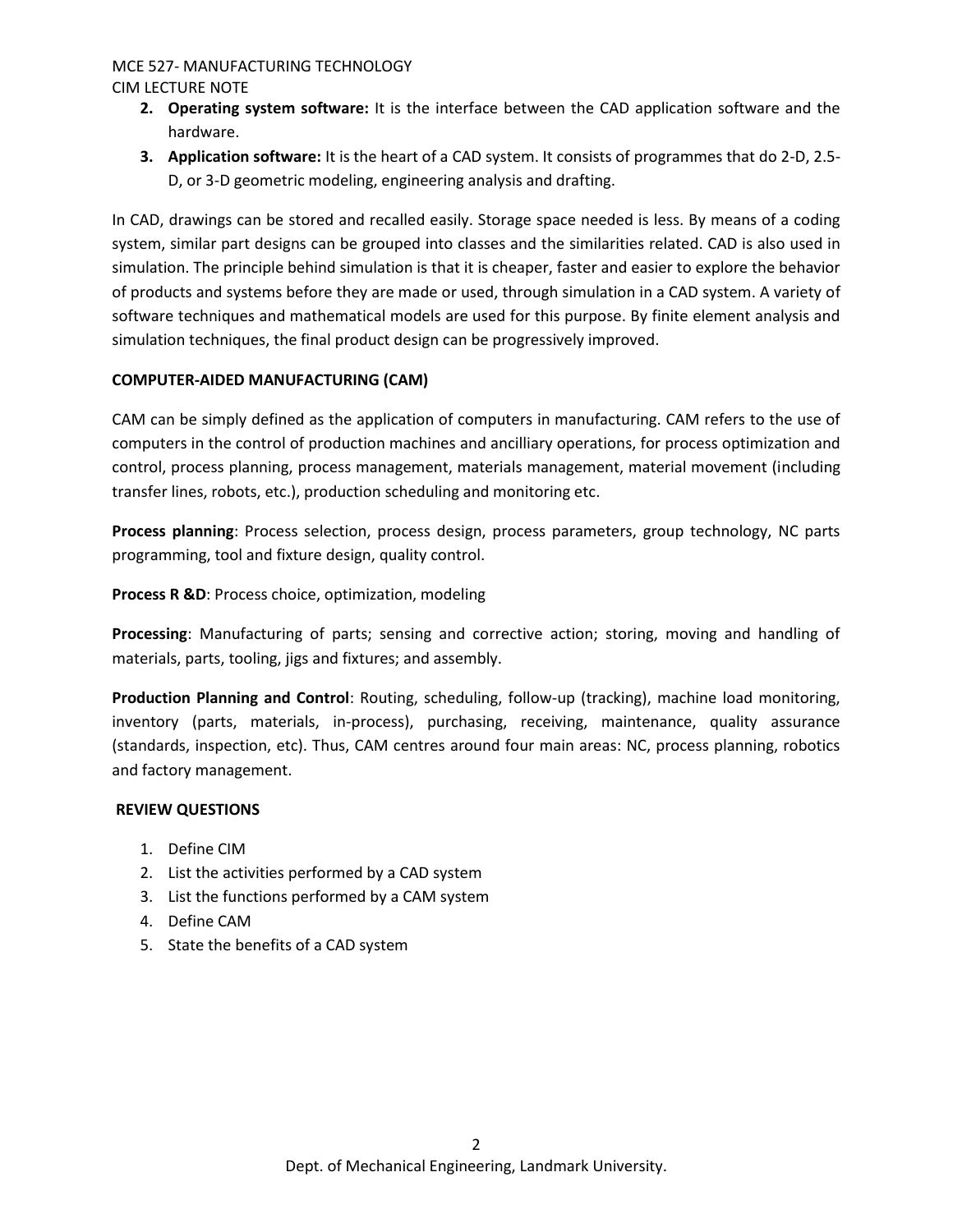2. **Operating system software:** It is the interface between the CAD application software and the hardware.
3. **Application software:** It is the heart of a CAD system. It consists of programmes that do 2-D, 2.5-D, or 3-D geometric modeling, engineering analysis and drafting.

In CAD, drawings can be stored and recalled easily. Storage space needed is less. By means of a coding system, similar part designs can be grouped into classes and the similarities related. CAD is also used in simulation. The principle behind simulation is that it is cheaper, faster and easier to explore the behavior of products and systems before they are made or used, through simulation in a CAD system. A variety of software techniques and mathematical models are used for this purpose. By finite element analysis and simulation techniques, the final product design can be progressively improved.

**COMPUTER-AIDED MANUFACTURING (CAM)**

CAM can be simply defined as the application of computers in manufacturing. CAM refers to the use of computers in the control of production machines and ancilliary operations, for process optimization and control, process planning, process management, materials management, material movement (including transfer lines, robots, etc.), production scheduling and monitoring etc.

**Process planning**: Process selection, process design, process parameters, group technology, NC parts programming, tool and fixture design, quality control.

**Process R &D**: Process choice, optimization, modeling

**Processing**: Manufacturing of parts; sensing and corrective action; storing, moving and handling of materials, parts, tooling, jigs and fixtures; and assembly.

**Production Planning and Control**: Routing, scheduling, follow-up (tracking), machine load monitoring, inventory (parts, materials, in-process), purchasing, receiving, maintenance, quality assurance (standards, inspection, etc). Thus, CAM centres around four main areas: NC, process planning, robotics and factory management.

**REVIEW QUESTIONS**

1. Define CIM
2. List the activities performed by a CAD system
3. List the functions performed by a CAM system
4. Define CAM
5. State the benefits of a CAD system